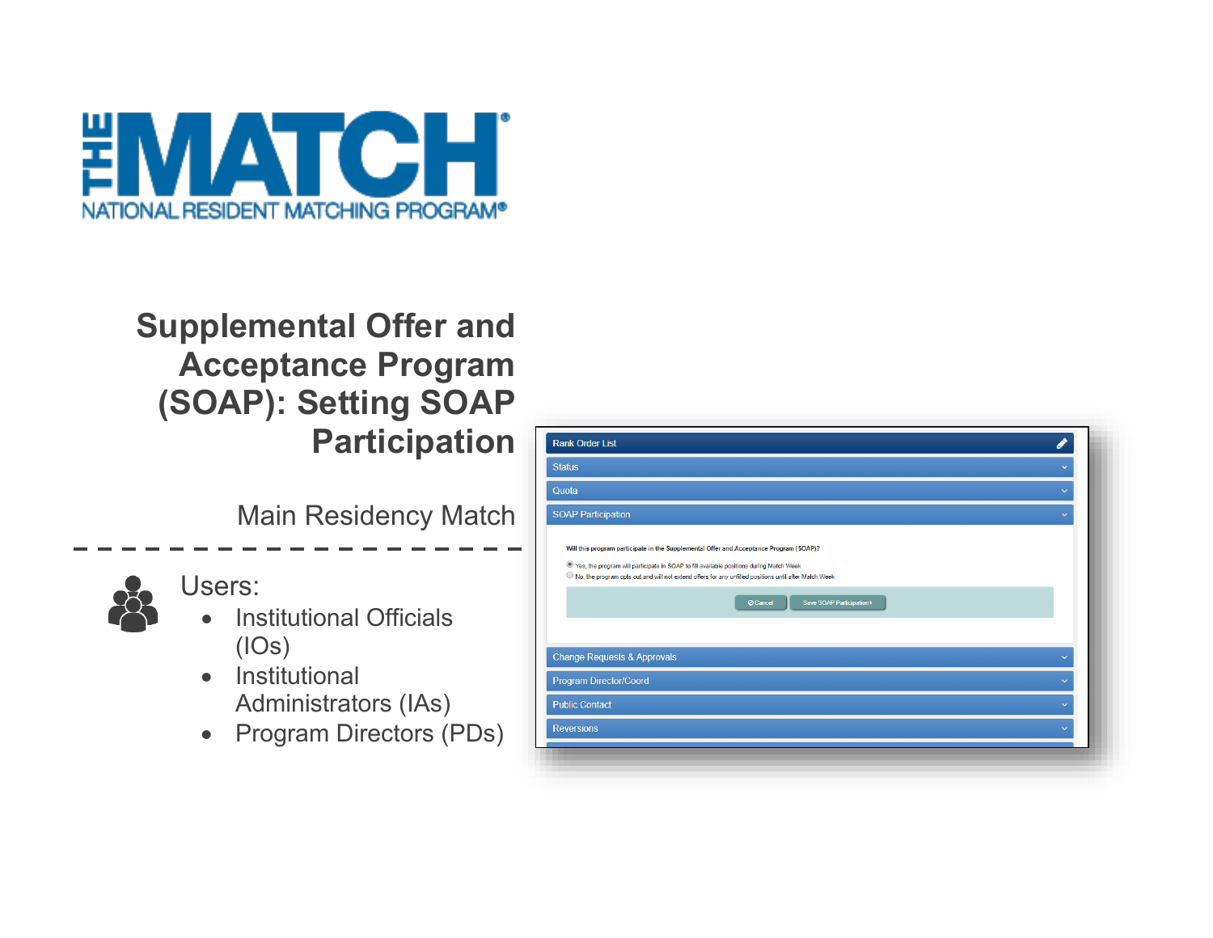THE MATCH

NATIONAL RESIDENT MATCHING PROGRAM®

# Supplemental Offer and Acceptance Program (SOAP): Setting SOAP Participation

Main Residency Match

---

Users:

- Institutional Officials (IOs)
- Institutional Administrators (IAs)
- Program Directors (PDs)

Rank Order List

Status

Quota

SOAP Participation

Will this program participate in the Supplemental Offer and Acceptance Program (SOAP)?

- Yes, the program will participate in SOAP to fill available positions during Match Week
- No, the program opts out and will not extend offers for any unfilled positions until after Match Week

Cancel | Save SOAP Participation

Change Requests & Approvals

Program Director/Coord

Public Contact

Reversions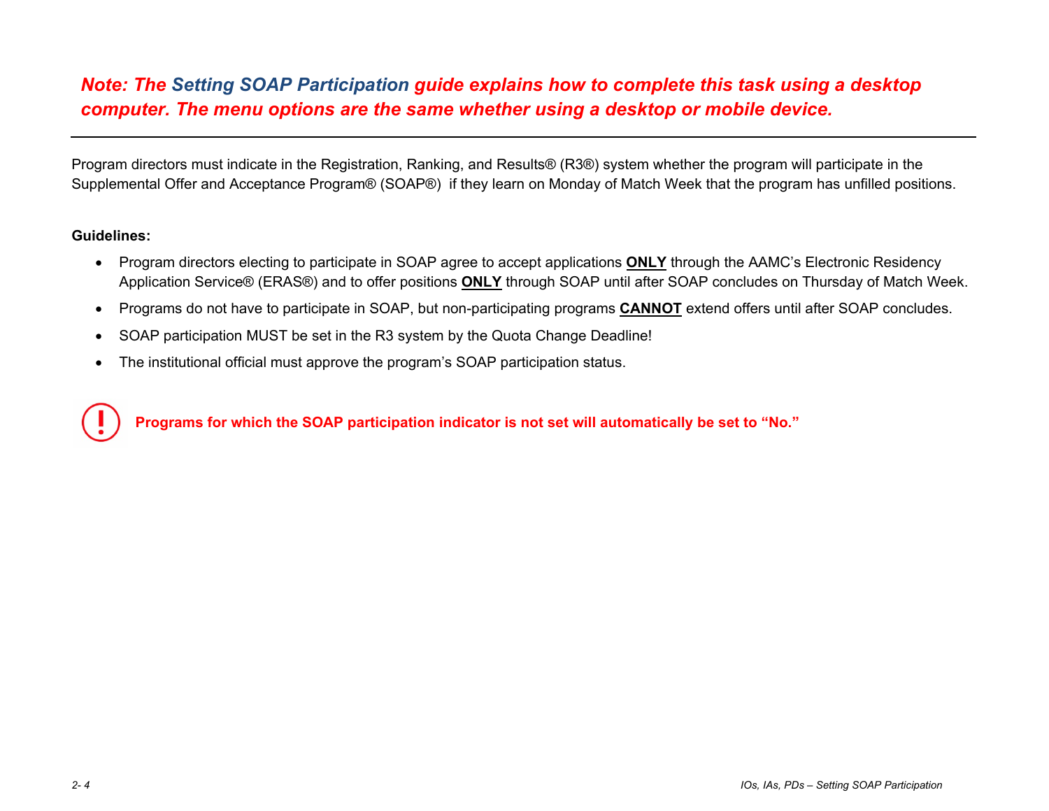***Note: The Setting SOAP Participation guide explains how to complete this task using a desktop computer. The menu options are the same whether using a desktop or mobile device.***

---

Program directors must indicate in the Registration, Ranking, and Results® (R3®) system whether the program will participate in the Supplemental Offer and Acceptance Program® (SOAP®) if they learn on Monday of Match Week that the program has unfilled positions.

**Guidelines:**

- Program directors electing to participate in SOAP agree to accept applications **ONLY** through the AAMC's Electronic Residency Application Service® (ERAS®) and to offer positions **ONLY** through SOAP until after SOAP concludes on Thursday of Match Week.
- Programs do not have to participate in SOAP, but non-participating programs **CANNOT** extend offers until after SOAP concludes.
- SOAP participation MUST be set in the R3 system by the Quota Change Deadline!
- The institutional official must approve the program's SOAP participation status.

**Programs for which the SOAP participation indicator is not set will automatically be set to "No."**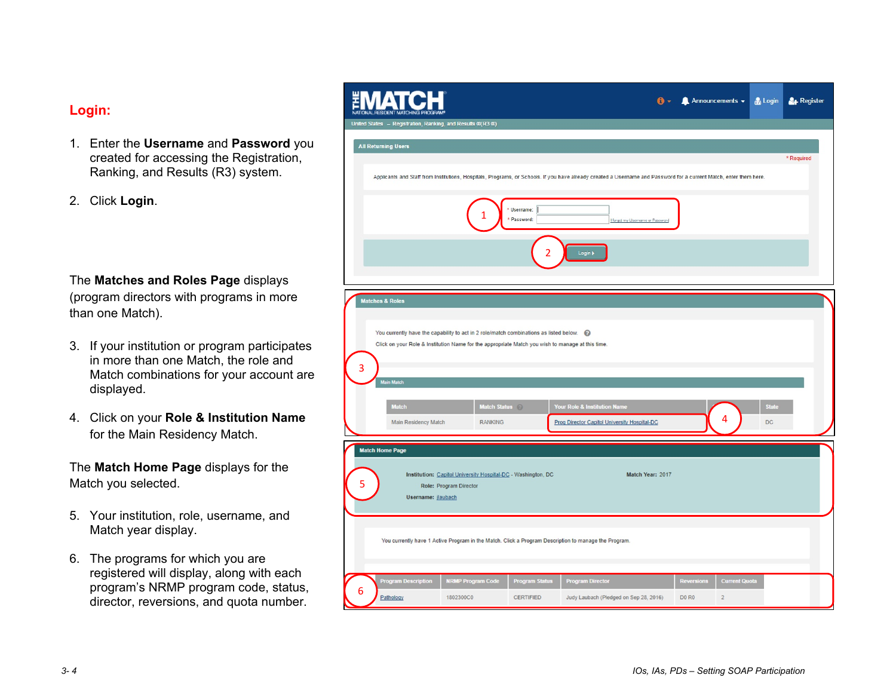## Login:

1. Enter the **Username** and **Password** you created for accessing the Registration, Ranking, and Results (R3) system.

2. Click **Login**.

The **Matches and Roles Page** displays (program directors with programs in more than one Match).

3. If your institution or program participates in more than one Match, the role and Match combinations for your account are displayed.

4. Click on your **Role & Institution Name** for the Main Residency Match.

The **Match Home Page** displays for the Match you selected.

5. Your institution, role, username, and Match year display.

6. The programs for which you are registered will display, along with each program's NRMP program code, status, director, reversions, and quota number.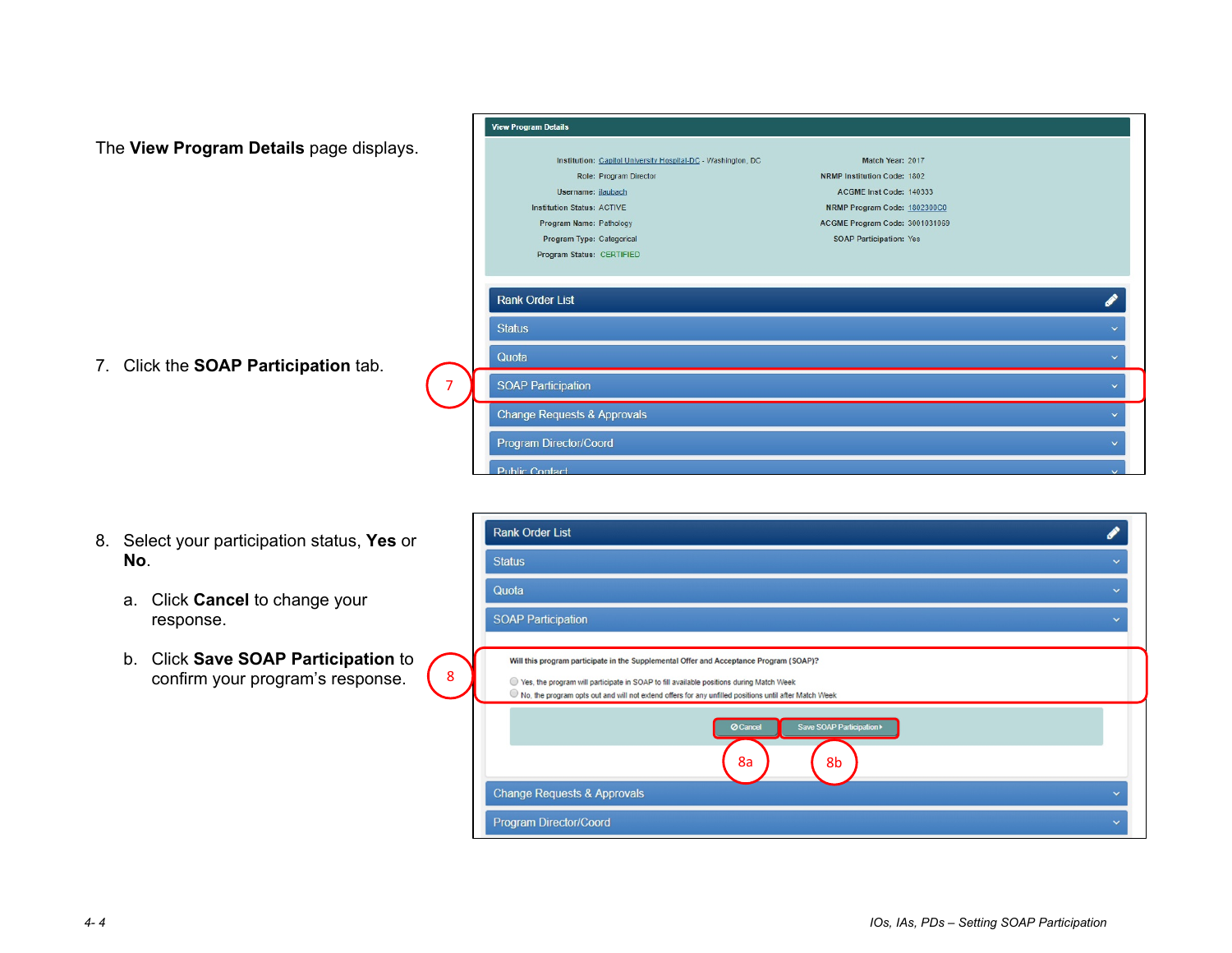The **View Program Details** page displays.

7. Click the **SOAP Participation** tab.

8. Select your participation status, **Yes** or **No**.

    a. Click **Cancel** to change your response.

    b. Click **Save SOAP Participation** to confirm your program's response.